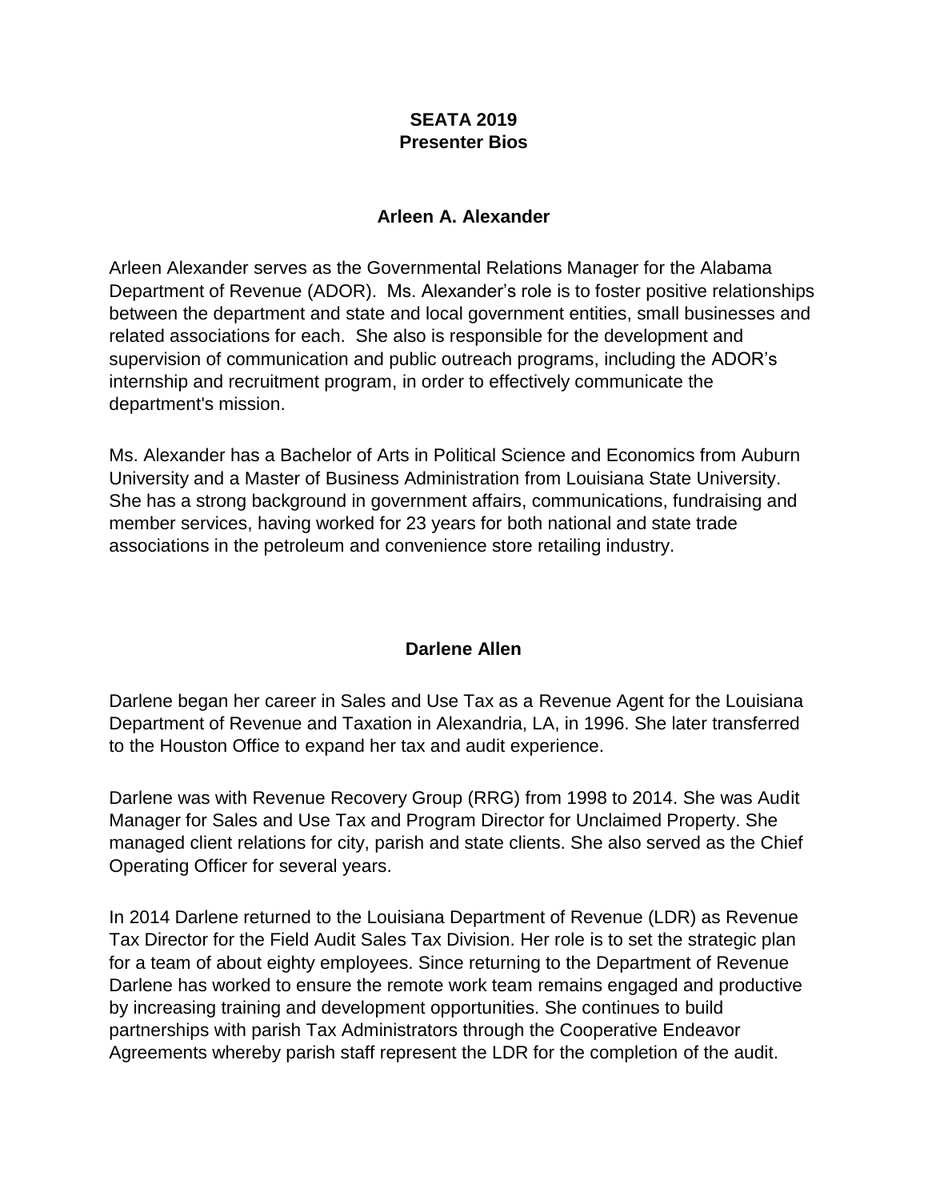# SEATA 2019
# Presenter Bios

## Arleen A. Alexander

Arleen Alexander serves as the Governmental Relations Manager for the Alabama Department of Revenue (ADOR). Ms. Alexander's role is to foster positive relationships between the department and state and local government entities, small businesses and related associations for each. She also is responsible for the development and supervision of communication and public outreach programs, including the ADOR's internship and recruitment program, in order to effectively communicate the department's mission.

Ms. Alexander has a Bachelor of Arts in Political Science and Economics from Auburn University and a Master of Business Administration from Louisiana State University. She has a strong background in government affairs, communications, fundraising and member services, having worked for 23 years for both national and state trade associations in the petroleum and convenience store retailing industry.

## Darlene Allen

Darlene began her career in Sales and Use Tax as a Revenue Agent for the Louisiana Department of Revenue and Taxation in Alexandria, LA, in 1996. She later transferred to the Houston Office to expand her tax and audit experience.

Darlene was with Revenue Recovery Group (RRG) from 1998 to 2014. She was Audit Manager for Sales and Use Tax and Program Director for Unclaimed Property. She managed client relations for city, parish and state clients. She also served as the Chief Operating Officer for several years.

In 2014 Darlene returned to the Louisiana Department of Revenue (LDR) as Revenue Tax Director for the Field Audit Sales Tax Division. Her role is to set the strategic plan for a team of about eighty employees. Since returning to the Department of Revenue Darlene has worked to ensure the remote work team remains engaged and productive by increasing training and development opportunities. She continues to build partnerships with parish Tax Administrators through the Cooperative Endeavor Agreements whereby parish staff represent the LDR for the completion of the audit.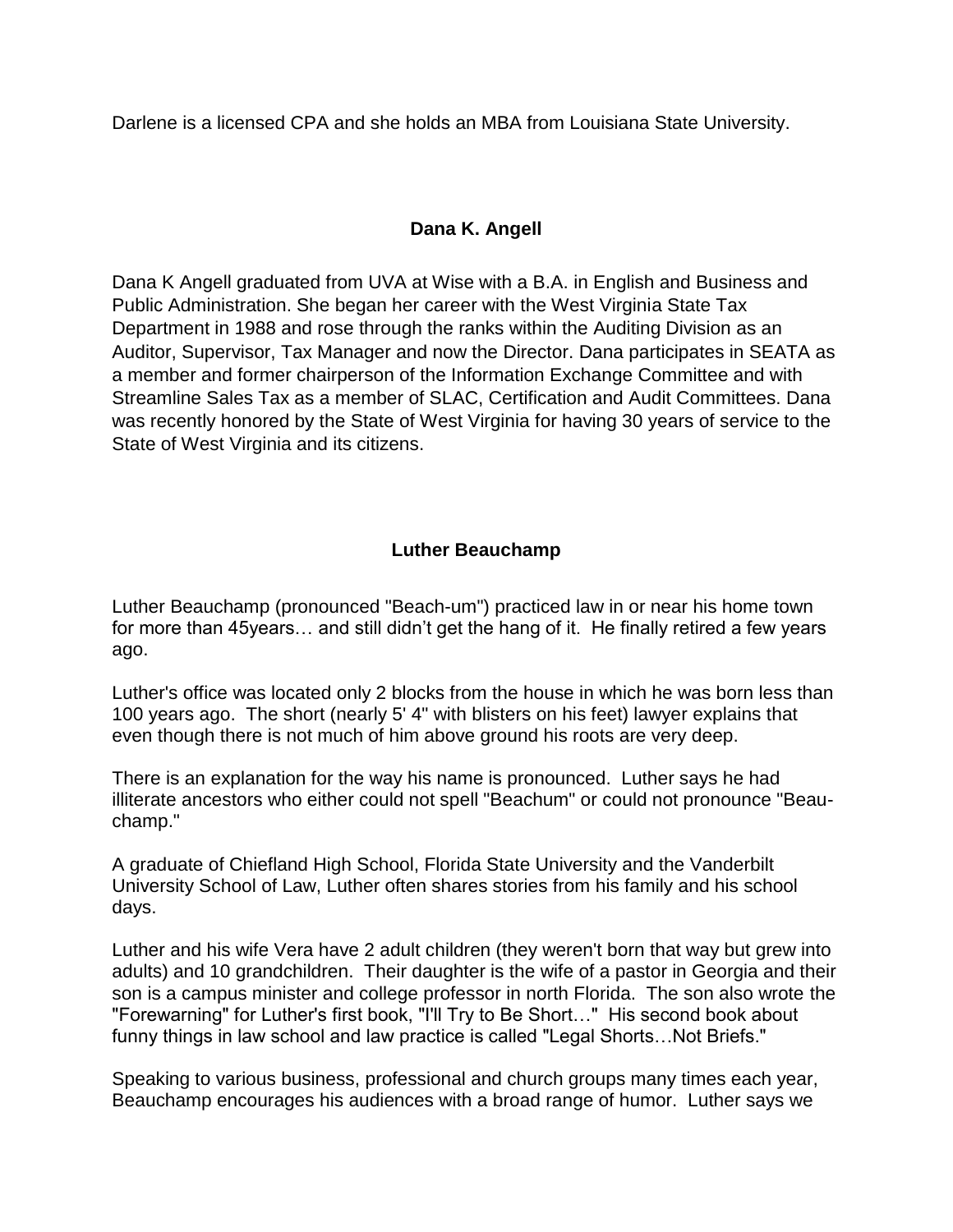Darlene is a licensed CPA and she holds an MBA from Louisiana State University.

**Dana K. Angell**

Dana K Angell graduated from UVA at Wise with a B.A. in English and Business and Public Administration. She began her career with the West Virginia State Tax Department in 1988 and rose through the ranks within the Auditing Division as an Auditor, Supervisor, Tax Manager and now the Director. Dana participates in SEATA as a member and former chairperson of the Information Exchange Committee and with Streamline Sales Tax as a member of SLAC, Certification and Audit Committees. Dana was recently honored by the State of West Virginia for having 30 years of service to the State of West Virginia and its citizens.

**Luther Beauchamp**

Luther Beauchamp (pronounced "Beach-um") practiced law in or near his home town for more than 45years… and still didn't get the hang of it. He finally retired a few years ago.

Luther's office was located only 2 blocks from the house in which he was born less than 100 years ago. The short (nearly 5' 4" with blisters on his feet) lawyer explains that even though there is not much of him above ground his roots are very deep.

There is an explanation for the way his name is pronounced. Luther says he had illiterate ancestors who either could not spell "Beachum" or could not pronounce "Beau-champ."

A graduate of Chiefland High School, Florida State University and the Vanderbilt University School of Law, Luther often shares stories from his family and his school days.

Luther and his wife Vera have 2 adult children (they weren't born that way but grew into adults) and 10 grandchildren. Their daughter is the wife of a pastor in Georgia and their son is a campus minister and college professor in north Florida. The son also wrote the "Forewarning" for Luther's first book, "I'll Try to Be Short…" His second book about funny things in law school and law practice is called "Legal Shorts…Not Briefs."

Speaking to various business, professional and church groups many times each year, Beauchamp encourages his audiences with a broad range of humor. Luther says we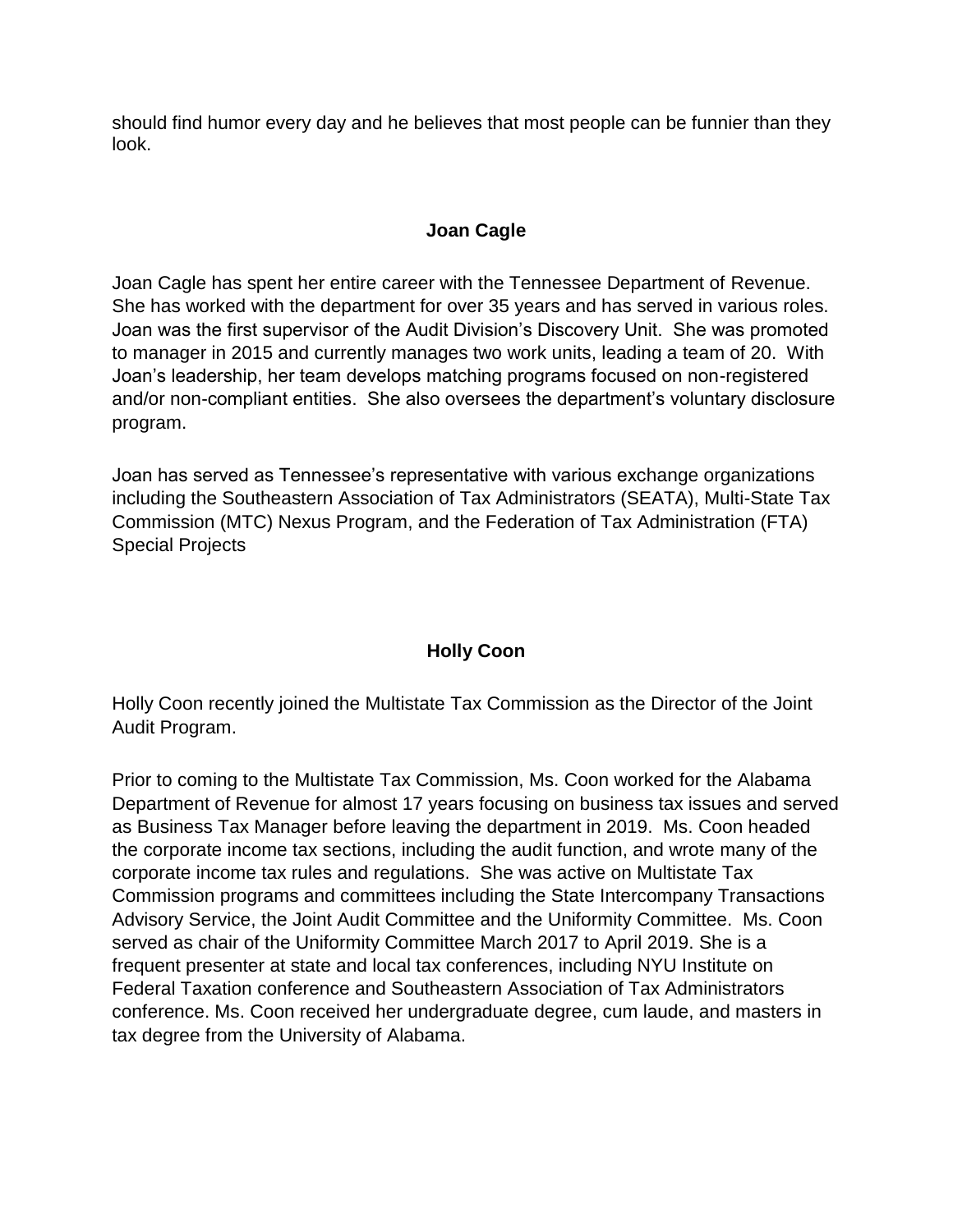should find humor every day and he believes that most people can be funnier than they look.

## Joan Cagle

Joan Cagle has spent her entire career with the Tennessee Department of Revenue. She has worked with the department for over 35 years and has served in various roles. Joan was the first supervisor of the Audit Division's Discovery Unit. She was promoted to manager in 2015 and currently manages two work units, leading a team of 20. With Joan's leadership, her team develops matching programs focused on non-registered and/or non-compliant entities. She also oversees the department's voluntary disclosure program.

Joan has served as Tennessee's representative with various exchange organizations including the Southeastern Association of Tax Administrators (SEATA), Multi-State Tax Commission (MTC) Nexus Program, and the Federation of Tax Administration (FTA) Special Projects

## Holly Coon

Holly Coon recently joined the Multistate Tax Commission as the Director of the Joint Audit Program.

Prior to coming to the Multistate Tax Commission, Ms. Coon worked for the Alabama Department of Revenue for almost 17 years focusing on business tax issues and served as Business Tax Manager before leaving the department in 2019. Ms. Coon headed the corporate income tax sections, including the audit function, and wrote many of the corporate income tax rules and regulations. She was active on Multistate Tax Commission programs and committees including the State Intercompany Transactions Advisory Service, the Joint Audit Committee and the Uniformity Committee. Ms. Coon served as chair of the Uniformity Committee March 2017 to April 2019. She is a frequent presenter at state and local tax conferences, including NYU Institute on Federal Taxation conference and Southeastern Association of Tax Administrators conference. Ms. Coon received her undergraduate degree, cum laude, and masters in tax degree from the University of Alabama.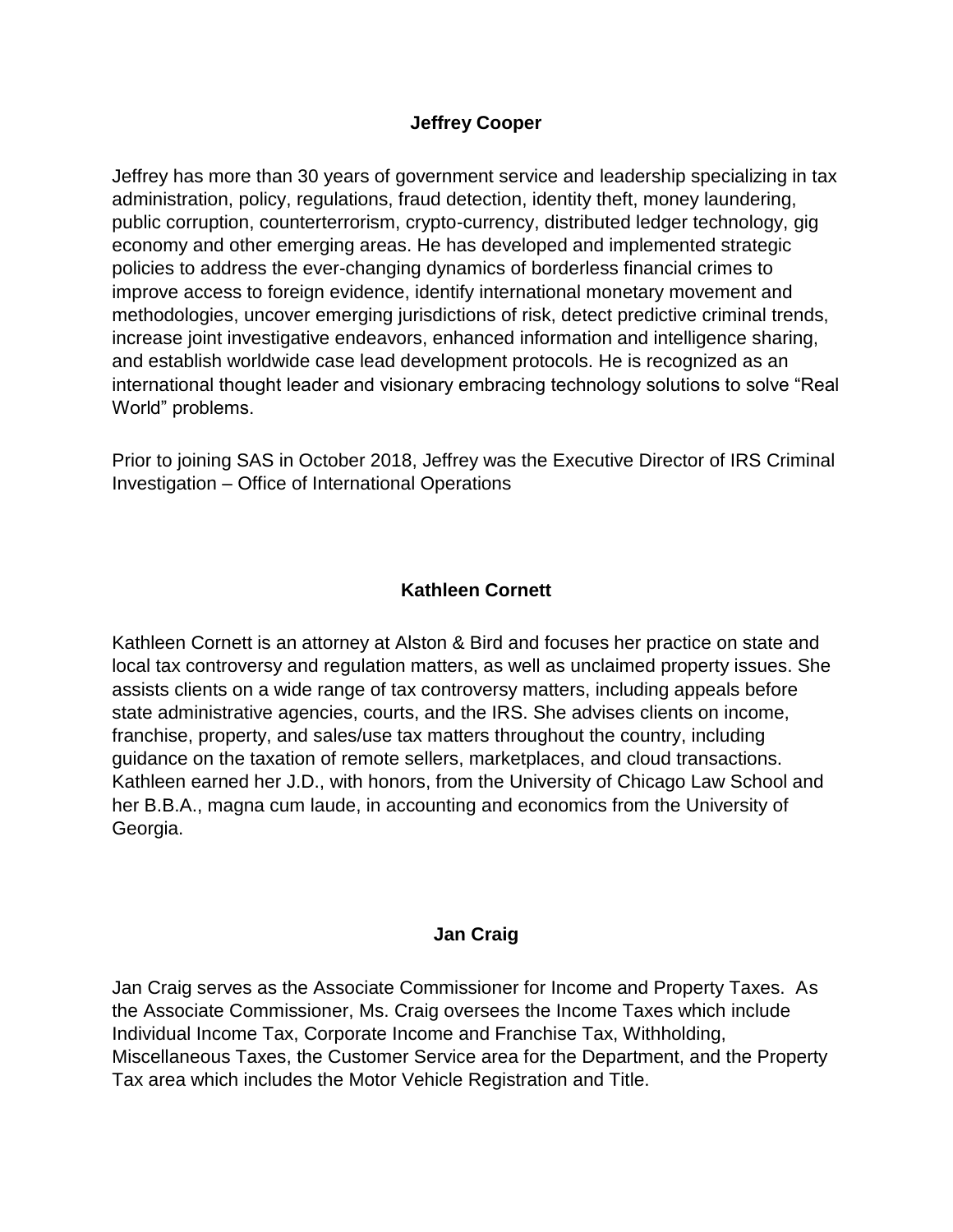## Jeffrey Cooper

Jeffrey has more than 30 years of government service and leadership specializing in tax administration, policy, regulations, fraud detection, identity theft, money laundering, public corruption, counterterrorism, crypto-currency, distributed ledger technology, gig economy and other emerging areas. He has developed and implemented strategic policies to address the ever-changing dynamics of borderless financial crimes to improve access to foreign evidence, identify international monetary movement and methodologies, uncover emerging jurisdictions of risk, detect predictive criminal trends, increase joint investigative endeavors, enhanced information and intelligence sharing, and establish worldwide case lead development protocols. He is recognized as an international thought leader and visionary embracing technology solutions to solve "Real World" problems.

Prior to joining SAS in October 2018, Jeffrey was the Executive Director of IRS Criminal Investigation – Office of International Operations

## Kathleen Cornett

Kathleen Cornett is an attorney at Alston & Bird and focuses her practice on state and local tax controversy and regulation matters, as well as unclaimed property issues. She assists clients on a wide range of tax controversy matters, including appeals before state administrative agencies, courts, and the IRS. She advises clients on income, franchise, property, and sales/use tax matters throughout the country, including guidance on the taxation of remote sellers, marketplaces, and cloud transactions. Kathleen earned her J.D., with honors, from the University of Chicago Law School and her B.B.A., magna cum laude, in accounting and economics from the University of Georgia.

## Jan Craig

Jan Craig serves as the Associate Commissioner for Income and Property Taxes. As the Associate Commissioner, Ms. Craig oversees the Income Taxes which include Individual Income Tax, Corporate Income and Franchise Tax, Withholding, Miscellaneous Taxes, the Customer Service area for the Department, and the Property Tax area which includes the Motor Vehicle Registration and Title.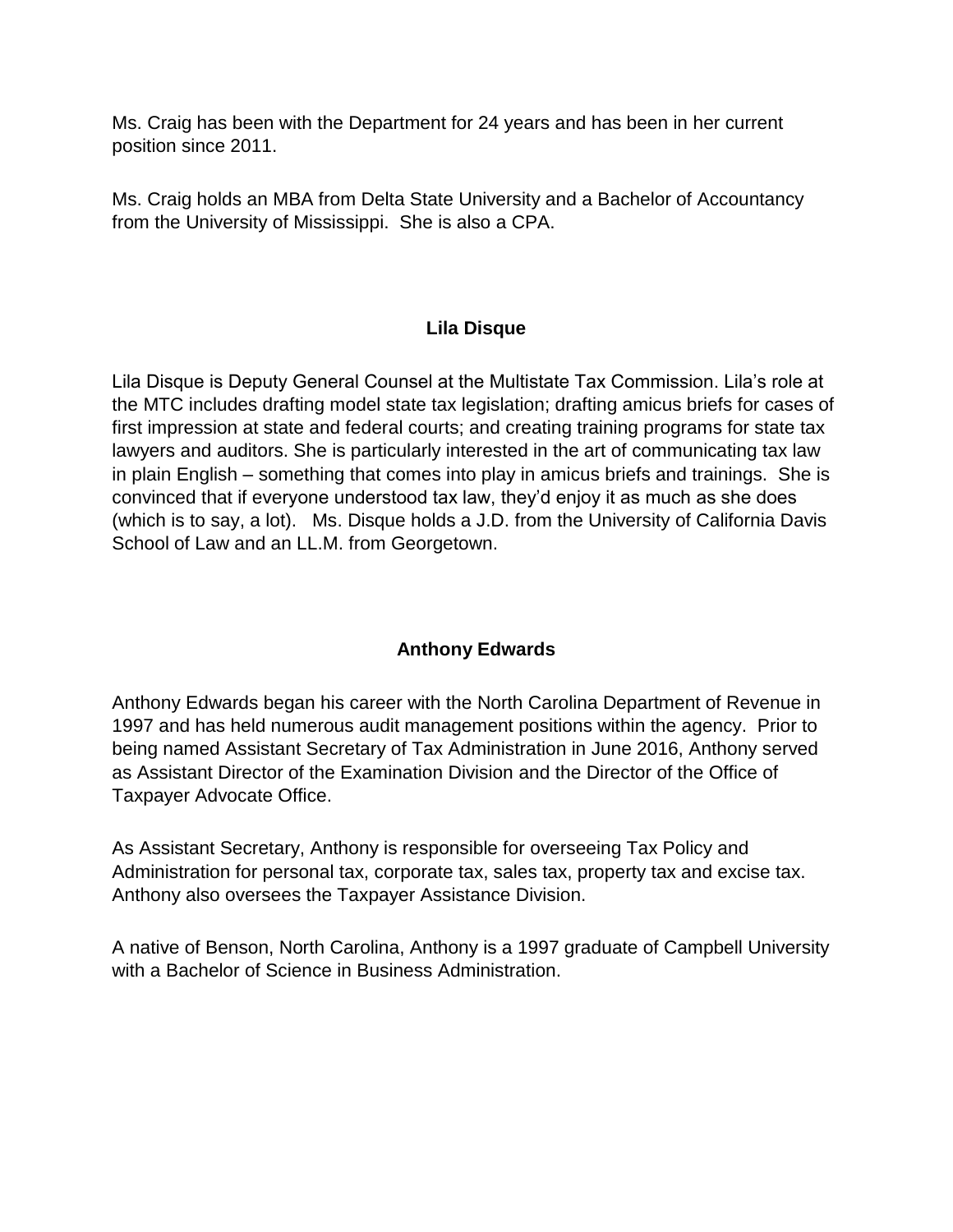Ms. Craig has been with the Department for 24 years and has been in her current position since 2011.

Ms. Craig holds an MBA from Delta State University and a Bachelor of Accountancy from the University of Mississippi. She is also a CPA.

## Lila Disque

Lila Disque is Deputy General Counsel at the Multistate Tax Commission. Lila's role at the MTC includes drafting model state tax legislation; drafting amicus briefs for cases of first impression at state and federal courts; and creating training programs for state tax lawyers and auditors. She is particularly interested in the art of communicating tax law in plain English – something that comes into play in amicus briefs and trainings. She is convinced that if everyone understood tax law, they'd enjoy it as much as she does (which is to say, a lot). Ms. Disque holds a J.D. from the University of California Davis School of Law and an LL.M. from Georgetown.

## Anthony Edwards

Anthony Edwards began his career with the North Carolina Department of Revenue in 1997 and has held numerous audit management positions within the agency. Prior to being named Assistant Secretary of Tax Administration in June 2016, Anthony served as Assistant Director of the Examination Division and the Director of the Office of Taxpayer Advocate Office.

As Assistant Secretary, Anthony is responsible for overseeing Tax Policy and Administration for personal tax, corporate tax, sales tax, property tax and excise tax. Anthony also oversees the Taxpayer Assistance Division.

A native of Benson, North Carolina, Anthony is a 1997 graduate of Campbell University with a Bachelor of Science in Business Administration.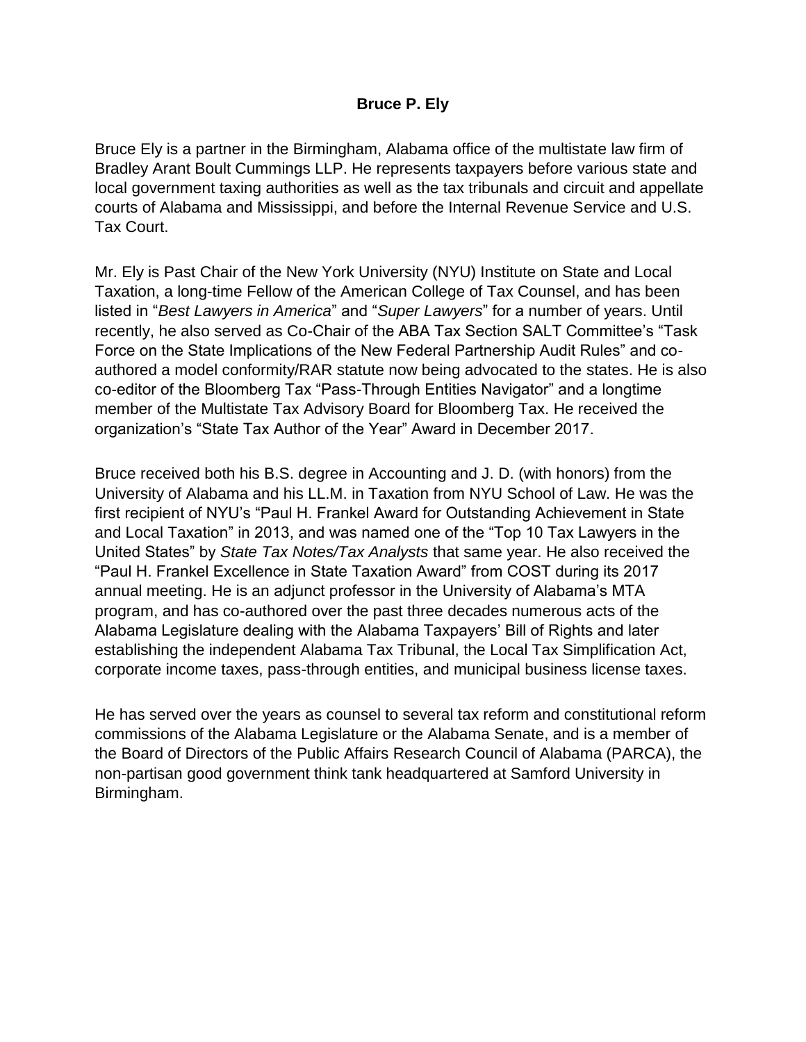# Bruce P. Ely

Bruce Ely is a partner in the Birmingham, Alabama office of the multistate law firm of Bradley Arant Boult Cummings LLP. He represents taxpayers before various state and local government taxing authorities as well as the tax tribunals and circuit and appellate courts of Alabama and Mississippi, and before the Internal Revenue Service and U.S. Tax Court.

Mr. Ely is Past Chair of the New York University (NYU) Institute on State and Local Taxation, a long-time Fellow of the American College of Tax Counsel, and has been listed in "*Best Lawyers in America*" and "*Super Lawyers*" for a number of years. Until recently, he also served as Co-Chair of the ABA Tax Section SALT Committee's "Task Force on the State Implications of the New Federal Partnership Audit Rules" and co-authored a model conformity/RAR statute now being advocated to the states. He is also co-editor of the Bloomberg Tax "Pass-Through Entities Navigator" and a longtime member of the Multistate Tax Advisory Board for Bloomberg Tax. He received the organization's "State Tax Author of the Year" Award in December 2017.

Bruce received both his B.S. degree in Accounting and J. D. (with honors) from the University of Alabama and his LL.M. in Taxation from NYU School of Law. He was the first recipient of NYU's "Paul H. Frankel Award for Outstanding Achievement in State and Local Taxation" in 2013, and was named one of the "Top 10 Tax Lawyers in the United States" by *State Tax Notes/Tax Analysts* that same year. He also received the "Paul H. Frankel Excellence in State Taxation Award" from COST during its 2017 annual meeting. He is an adjunct professor in the University of Alabama's MTA program, and has co-authored over the past three decades numerous acts of the Alabama Legislature dealing with the Alabama Taxpayers' Bill of Rights and later establishing the independent Alabama Tax Tribunal, the Local Tax Simplification Act, corporate income taxes, pass-through entities, and municipal business license taxes.

He has served over the years as counsel to several tax reform and constitutional reform commissions of the Alabama Legislature or the Alabama Senate, and is a member of the Board of Directors of the Public Affairs Research Council of Alabama (PARCA), the non-partisan good government think tank headquartered at Samford University in Birmingham.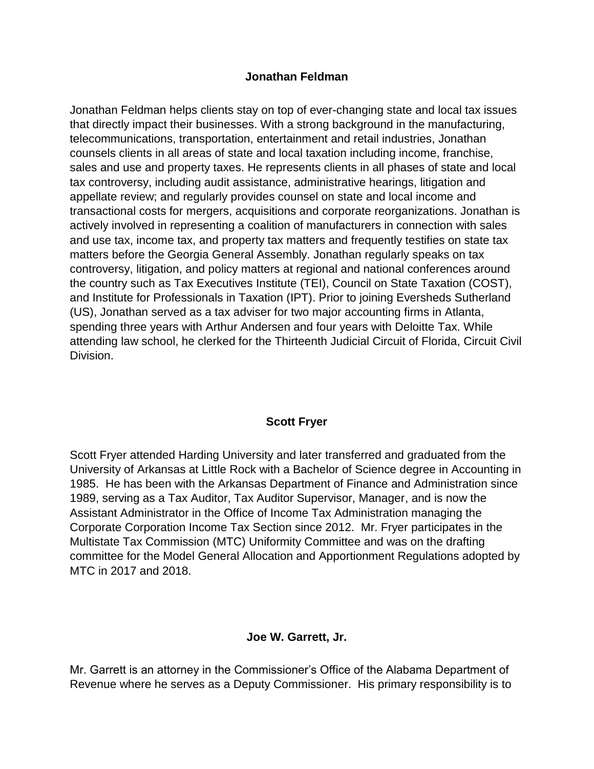## Jonathan Feldman

Jonathan Feldman helps clients stay on top of ever-changing state and local tax issues that directly impact their businesses. With a strong background in the manufacturing, telecommunications, transportation, entertainment and retail industries, Jonathan counsels clients in all areas of state and local taxation including income, franchise, sales and use and property taxes. He represents clients in all phases of state and local tax controversy, including audit assistance, administrative hearings, litigation and appellate review; and regularly provides counsel on state and local income and transactional costs for mergers, acquisitions and corporate reorganizations. Jonathan is actively involved in representing a coalition of manufacturers in connection with sales and use tax, income tax, and property tax matters and frequently testifies on state tax matters before the Georgia General Assembly. Jonathan regularly speaks on tax controversy, litigation, and policy matters at regional and national conferences around the country such as Tax Executives Institute (TEI), Council on State Taxation (COST), and Institute for Professionals in Taxation (IPT). Prior to joining Eversheds Sutherland (US), Jonathan served as a tax adviser for two major accounting firms in Atlanta, spending three years with Arthur Andersen and four years with Deloitte Tax. While attending law school, he clerked for the Thirteenth Judicial Circuit of Florida, Circuit Civil Division.

## Scott Fryer

Scott Fryer attended Harding University and later transferred and graduated from the University of Arkansas at Little Rock with a Bachelor of Science degree in Accounting in 1985. He has been with the Arkansas Department of Finance and Administration since 1989, serving as a Tax Auditor, Tax Auditor Supervisor, Manager, and is now the Assistant Administrator in the Office of Income Tax Administration managing the Corporate Corporation Income Tax Section since 2012. Mr. Fryer participates in the Multistate Tax Commission (MTC) Uniformity Committee and was on the drafting committee for the Model General Allocation and Apportionment Regulations adopted by MTC in 2017 and 2018.

## Joe W. Garrett, Jr.

Mr. Garrett is an attorney in the Commissioner's Office of the Alabama Department of Revenue where he serves as a Deputy Commissioner. His primary responsibility is to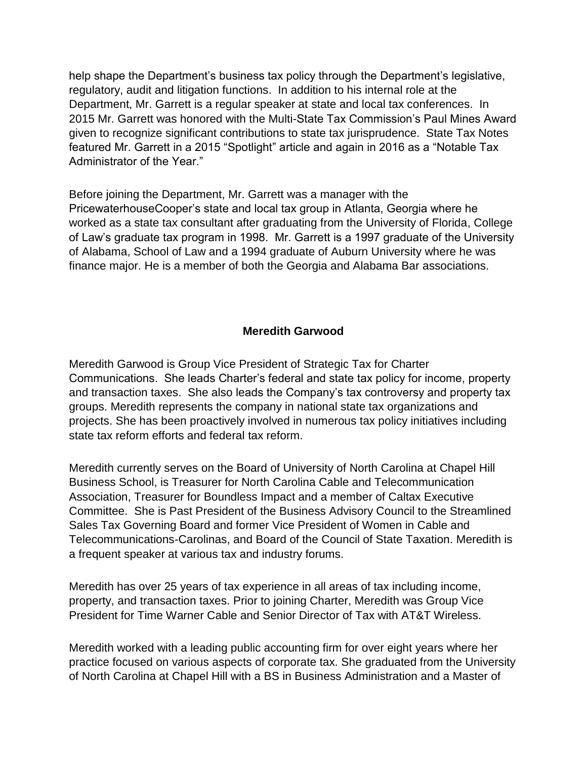help shape the Department's business tax policy through the Department's legislative, regulatory, audit and litigation functions. In addition to his internal role at the Department, Mr. Garrett is a regular speaker at state and local tax conferences. In 2015 Mr. Garrett was honored with the Multi-State Tax Commission's Paul Mines Award given to recognize significant contributions to state tax jurisprudence. State Tax Notes featured Mr. Garrett in a 2015 "Spotlight" article and again in 2016 as a "Notable Tax Administrator of the Year."

Before joining the Department, Mr. Garrett was a manager with the PricewaterhouseCooper's state and local tax group in Atlanta, Georgia where he worked as a state tax consultant after graduating from the University of Florida, College of Law's graduate tax program in 1998. Mr. Garrett is a 1997 graduate of the University of Alabama, School of Law and a 1994 graduate of Auburn University where he was finance major. He is a member of both the Georgia and Alabama Bar associations.

## Meredith Garwood

Meredith Garwood is Group Vice President of Strategic Tax for Charter Communications. She leads Charter's federal and state tax policy for income, property and transaction taxes. She also leads the Company's tax controversy and property tax groups. Meredith represents the company in national state tax organizations and projects. She has been proactively involved in numerous tax policy initiatives including state tax reform efforts and federal tax reform.

Meredith currently serves on the Board of University of North Carolina at Chapel Hill Business School, is Treasurer for North Carolina Cable and Telecommunication Association, Treasurer for Boundless Impact and a member of Caltax Executive Committee. She is Past President of the Business Advisory Council to the Streamlined Sales Tax Governing Board and former Vice President of Women in Cable and Telecommunications-Carolinas, and Board of the Council of State Taxation. Meredith is a frequent speaker at various tax and industry forums.

Meredith has over 25 years of tax experience in all areas of tax including income, property, and transaction taxes. Prior to joining Charter, Meredith was Group Vice President for Time Warner Cable and Senior Director of Tax with AT&T Wireless.

Meredith worked with a leading public accounting firm for over eight years where her practice focused on various aspects of corporate tax. She graduated from the University of North Carolina at Chapel Hill with a BS in Business Administration and a Master of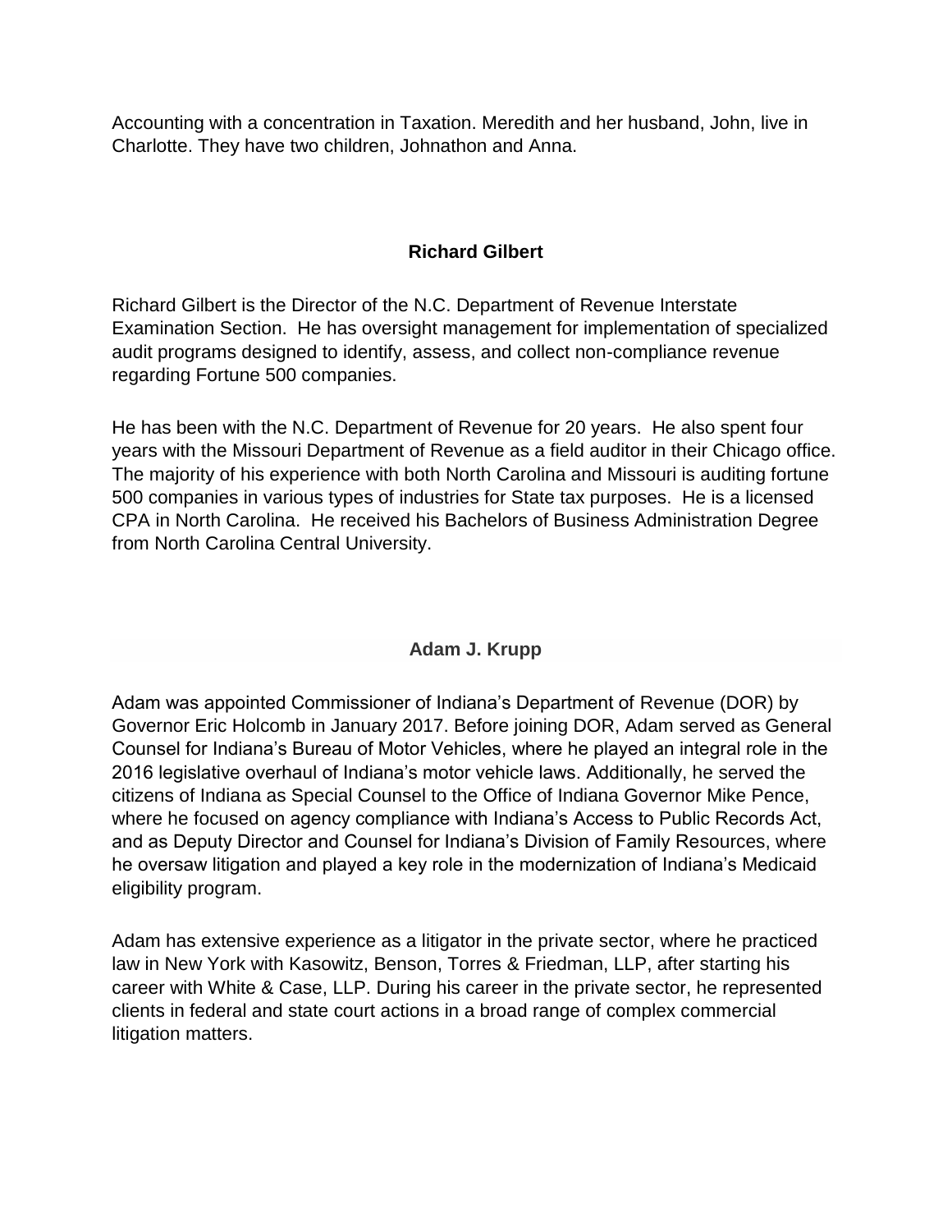Accounting with a concentration in Taxation. Meredith and her husband, John, live in Charlotte. They have two children, Johnathon and Anna.

## Richard Gilbert

Richard Gilbert is the Director of the N.C. Department of Revenue Interstate Examination Section. He has oversight management for implementation of specialized audit programs designed to identify, assess, and collect non-compliance revenue regarding Fortune 500 companies.

He has been with the N.C. Department of Revenue for 20 years. He also spent four years with the Missouri Department of Revenue as a field auditor in their Chicago office. The majority of his experience with both North Carolina and Missouri is auditing fortune 500 companies in various types of industries for State tax purposes. He is a licensed CPA in North Carolina. He received his Bachelors of Business Administration Degree from North Carolina Central University.

## Adam J. Krupp

Adam was appointed Commissioner of Indiana's Department of Revenue (DOR) by Governor Eric Holcomb in January 2017. Before joining DOR, Adam served as General Counsel for Indiana's Bureau of Motor Vehicles, where he played an integral role in the 2016 legislative overhaul of Indiana's motor vehicle laws. Additionally, he served the citizens of Indiana as Special Counsel to the Office of Indiana Governor Mike Pence, where he focused on agency compliance with Indiana's Access to Public Records Act, and as Deputy Director and Counsel for Indiana's Division of Family Resources, where he oversaw litigation and played a key role in the modernization of Indiana's Medicaid eligibility program.

Adam has extensive experience as a litigator in the private sector, where he practiced law in New York with Kasowitz, Benson, Torres & Friedman, LLP, after starting his career with White & Case, LLP. During his career in the private sector, he represented clients in federal and state court actions in a broad range of complex commercial litigation matters.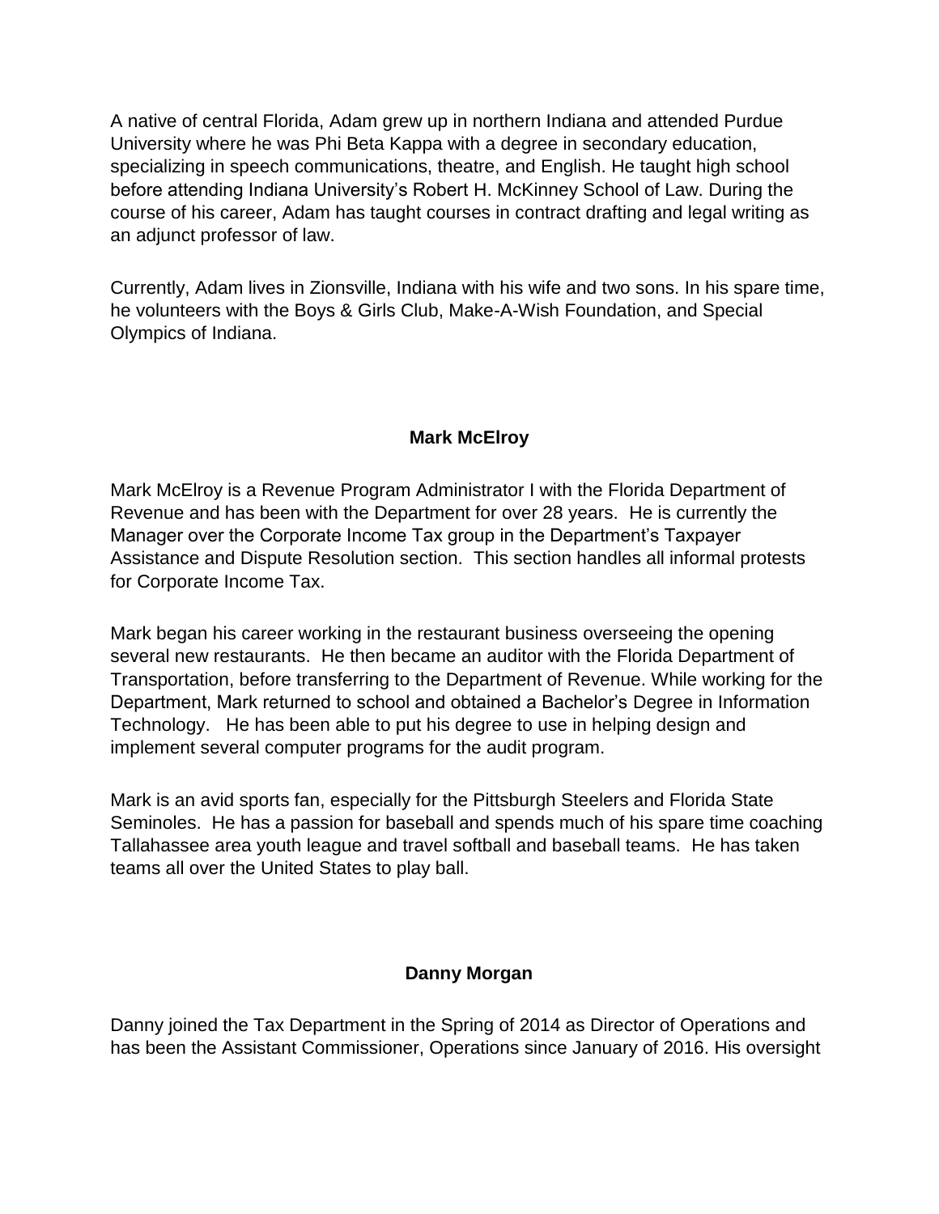A native of central Florida, Adam grew up in northern Indiana and attended Purdue University where he was Phi Beta Kappa with a degree in secondary education, specializing in speech communications, theatre, and English. He taught high school before attending Indiana University's Robert H. McKinney School of Law. During the course of his career, Adam has taught courses in contract drafting and legal writing as an adjunct professor of law.

Currently, Adam lives in Zionsville, Indiana with his wife and two sons. In his spare time, he volunteers with the Boys & Girls Club, Make-A-Wish Foundation, and Special Olympics of Indiana.

## Mark McElroy

Mark McElroy is a Revenue Program Administrator I with the Florida Department of Revenue and has been with the Department for over 28 years. He is currently the Manager over the Corporate Income Tax group in the Department's Taxpayer Assistance and Dispute Resolution section. This section handles all informal protests for Corporate Income Tax.

Mark began his career working in the restaurant business overseeing the opening several new restaurants. He then became an auditor with the Florida Department of Transportation, before transferring to the Department of Revenue. While working for the Department, Mark returned to school and obtained a Bachelor's Degree in Information Technology. He has been able to put his degree to use in helping design and implement several computer programs for the audit program.

Mark is an avid sports fan, especially for the Pittsburgh Steelers and Florida State Seminoles. He has a passion for baseball and spends much of his spare time coaching Tallahassee area youth league and travel softball and baseball teams. He has taken teams all over the United States to play ball.

## Danny Morgan

Danny joined the Tax Department in the Spring of 2014 as Director of Operations and has been the Assistant Commissioner, Operations since January of 2016. His oversight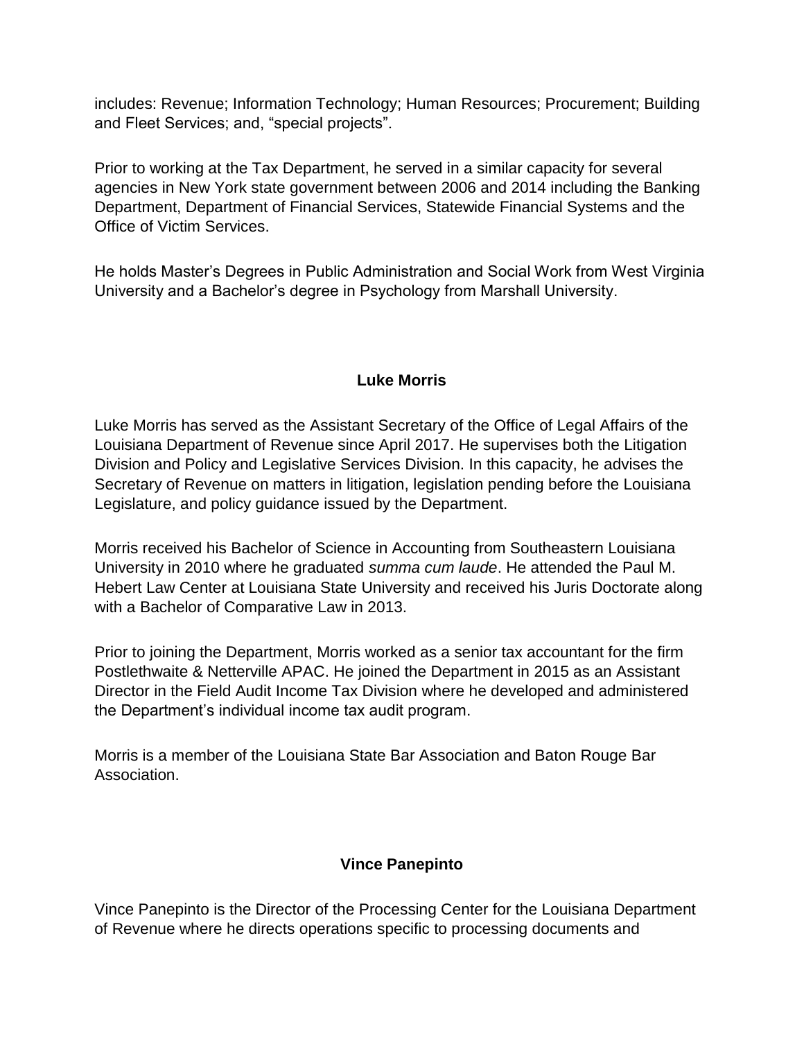includes: Revenue; Information Technology; Human Resources; Procurement; Building and Fleet Services; and, “special projects”.

Prior to working at the Tax Department, he served in a similar capacity for several agencies in New York state government between 2006 and 2014 including the Banking Department, Department of Financial Services, Statewide Financial Systems and the Office of Victim Services.

He holds Master’s Degrees in Public Administration and Social Work from West Virginia University and a Bachelor’s degree in Psychology from Marshall University.

## Luke Morris

Luke Morris has served as the Assistant Secretary of the Office of Legal Affairs of the Louisiana Department of Revenue since April 2017. He supervises both the Litigation Division and Policy and Legislative Services Division. In this capacity, he advises the Secretary of Revenue on matters in litigation, legislation pending before the Louisiana Legislature, and policy guidance issued by the Department.

Morris received his Bachelor of Science in Accounting from Southeastern Louisiana University in 2010 where he graduated *summa cum laude*. He attended the Paul M. Hebert Law Center at Louisiana State University and received his Juris Doctorate along with a Bachelor of Comparative Law in 2013.

Prior to joining the Department, Morris worked as a senior tax accountant for the firm Postlethwaite & Netterville APAC. He joined the Department in 2015 as an Assistant Director in the Field Audit Income Tax Division where he developed and administered the Department’s individual income tax audit program.

Morris is a member of the Louisiana State Bar Association and Baton Rouge Bar Association.

## Vince Panepinto

Vince Panepinto is the Director of the Processing Center for the Louisiana Department of Revenue where he directs operations specific to processing documents and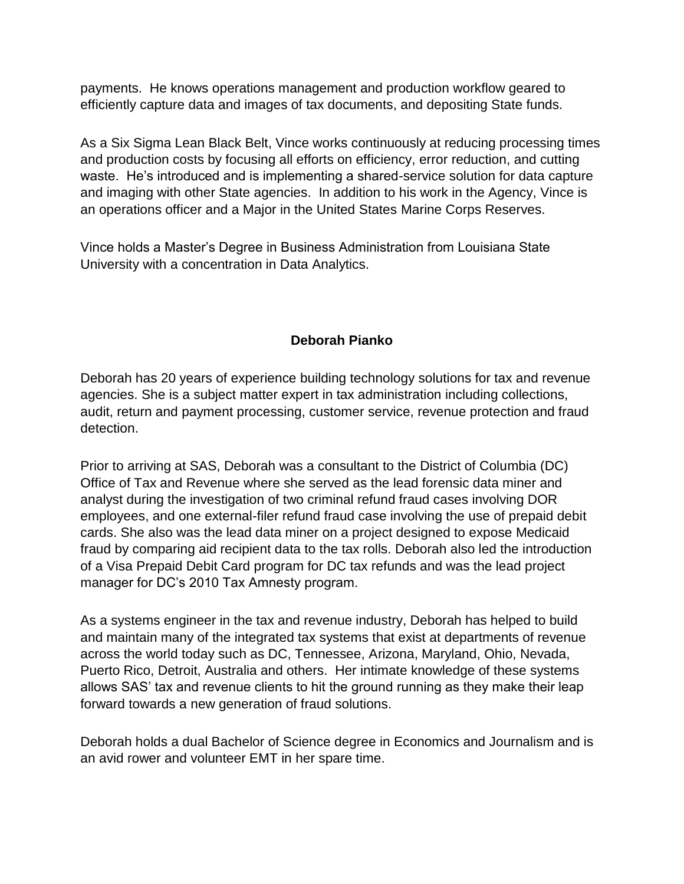payments. He knows operations management and production workflow geared to efficiently capture data and images of tax documents, and depositing State funds.

As a Six Sigma Lean Black Belt, Vince works continuously at reducing processing times and production costs by focusing all efforts on efficiency, error reduction, and cutting waste. He's introduced and is implementing a shared-service solution for data capture and imaging with other State agencies. In addition to his work in the Agency, Vince is an operations officer and a Major in the United States Marine Corps Reserves.

Vince holds a Master's Degree in Business Administration from Louisiana State University with a concentration in Data Analytics.

**Deborah Pianko**

Deborah has 20 years of experience building technology solutions for tax and revenue agencies. She is a subject matter expert in tax administration including collections, audit, return and payment processing, customer service, revenue protection and fraud detection.

Prior to arriving at SAS, Deborah was a consultant to the District of Columbia (DC) Office of Tax and Revenue where she served as the lead forensic data miner and analyst during the investigation of two criminal refund fraud cases involving DOR employees, and one external-filer refund fraud case involving the use of prepaid debit cards. She also was the lead data miner on a project designed to expose Medicaid fraud by comparing aid recipient data to the tax rolls. Deborah also led the introduction of a Visa Prepaid Debit Card program for DC tax refunds and was the lead project manager for DC's 2010 Tax Amnesty program.

As a systems engineer in the tax and revenue industry, Deborah has helped to build and maintain many of the integrated tax systems that exist at departments of revenue across the world today such as DC, Tennessee, Arizona, Maryland, Ohio, Nevada, Puerto Rico, Detroit, Australia and others. Her intimate knowledge of these systems allows SAS' tax and revenue clients to hit the ground running as they make their leap forward towards a new generation of fraud solutions.

Deborah holds a dual Bachelor of Science degree in Economics and Journalism and is an avid rower and volunteer EMT in her spare time.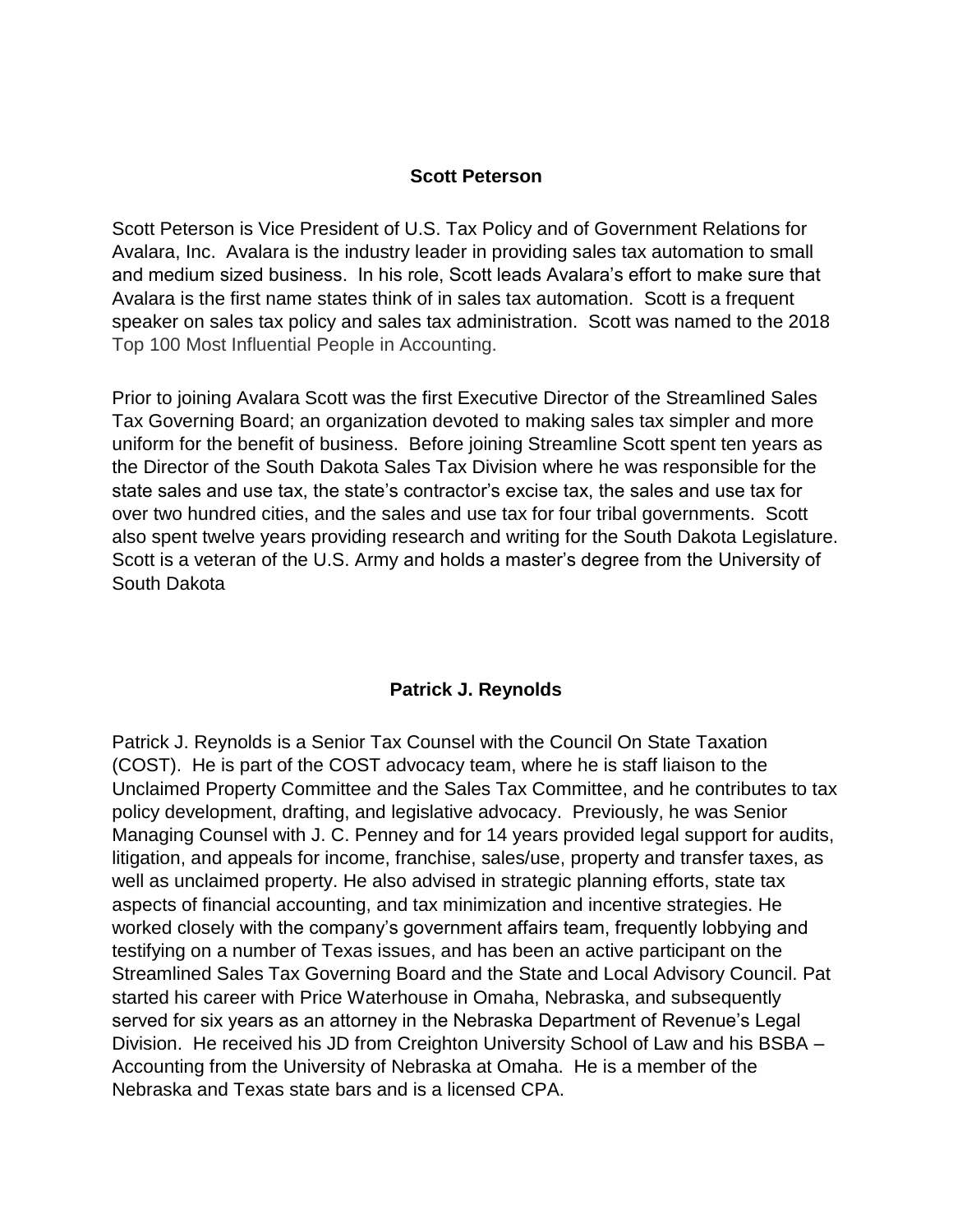**Scott Peterson**

Scott Peterson is Vice President of U.S. Tax Policy and of Government Relations for Avalara, Inc. Avalara is the industry leader in providing sales tax automation to small and medium sized business. In his role, Scott leads Avalara's effort to make sure that Avalara is the first name states think of in sales tax automation. Scott is a frequent speaker on sales tax policy and sales tax administration. Scott was named to the 2018 Top 100 Most Influential People in Accounting.

Prior to joining Avalara Scott was the first Executive Director of the Streamlined Sales Tax Governing Board; an organization devoted to making sales tax simpler and more uniform for the benefit of business. Before joining Streamline Scott spent ten years as the Director of the South Dakota Sales Tax Division where he was responsible for the state sales and use tax, the state's contractor's excise tax, the sales and use tax for over two hundred cities, and the sales and use tax for four tribal governments. Scott also spent twelve years providing research and writing for the South Dakota Legislature. Scott is a veteran of the U.S. Army and holds a master's degree from the University of South Dakota

**Patrick J. Reynolds**

Patrick J. Reynolds is a Senior Tax Counsel with the Council On State Taxation (COST). He is part of the COST advocacy team, where he is staff liaison to the Unclaimed Property Committee and the Sales Tax Committee, and he contributes to tax policy development, drafting, and legislative advocacy. Previously, he was Senior Managing Counsel with J. C. Penney and for 14 years provided legal support for audits, litigation, and appeals for income, franchise, sales/use, property and transfer taxes, as well as unclaimed property. He also advised in strategic planning efforts, state tax aspects of financial accounting, and tax minimization and incentive strategies. He worked closely with the company's government affairs team, frequently lobbying and testifying on a number of Texas issues, and has been an active participant on the Streamlined Sales Tax Governing Board and the State and Local Advisory Council. Pat started his career with Price Waterhouse in Omaha, Nebraska, and subsequently served for six years as an attorney in the Nebraska Department of Revenue's Legal Division. He received his JD from Creighton University School of Law and his BSBA – Accounting from the University of Nebraska at Omaha. He is a member of the Nebraska and Texas state bars and is a licensed CPA.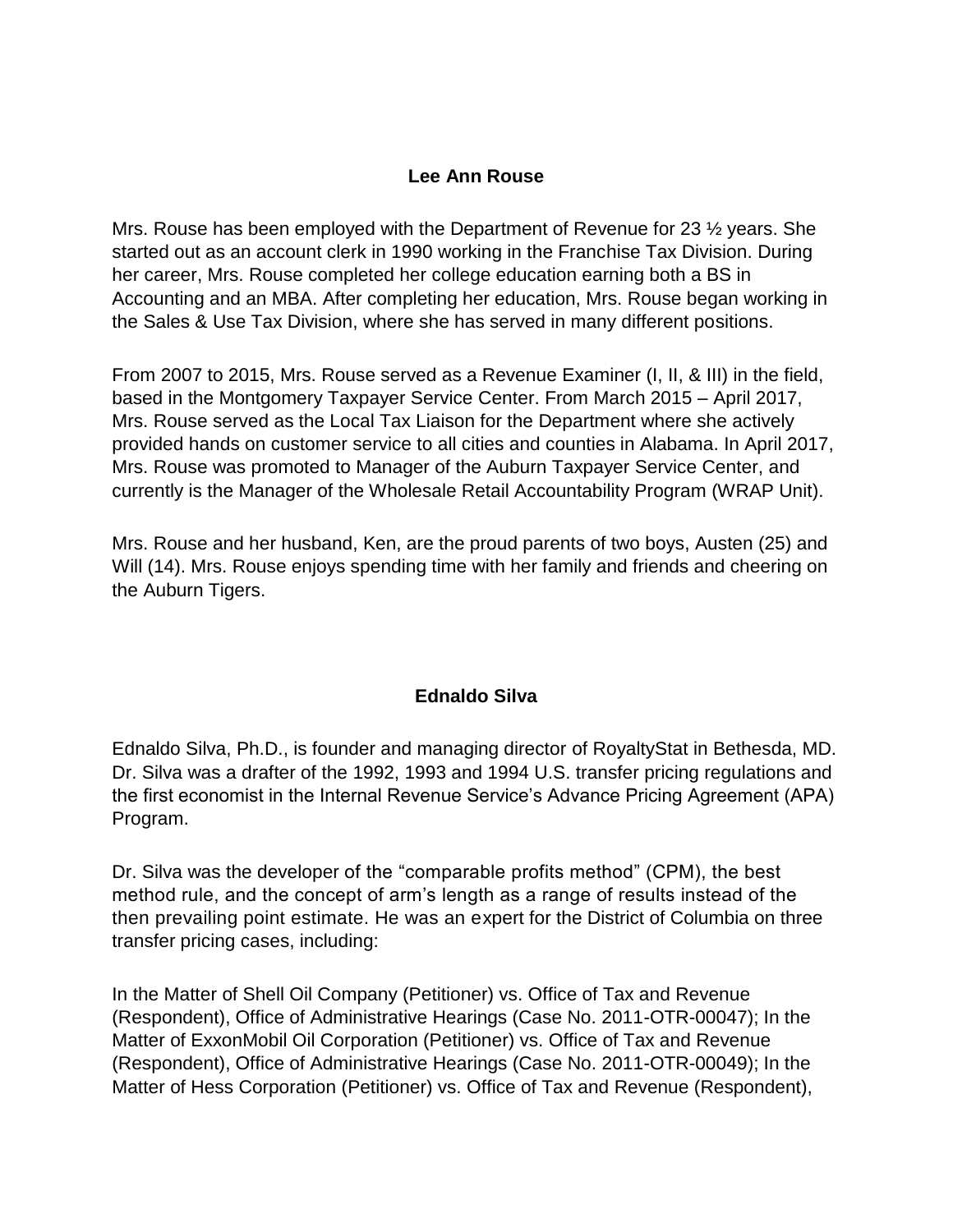## Lee Ann Rouse

Mrs. Rouse has been employed with the Department of Revenue for 23 ½ years. She started out as an account clerk in 1990 working in the Franchise Tax Division. During her career, Mrs. Rouse completed her college education earning both a BS in Accounting and an MBA. After completing her education, Mrs. Rouse began working in the Sales & Use Tax Division, where she has served in many different positions.

From 2007 to 2015, Mrs. Rouse served as a Revenue Examiner (I, II, & III) in the field, based in the Montgomery Taxpayer Service Center. From March 2015 – April 2017, Mrs. Rouse served as the Local Tax Liaison for the Department where she actively provided hands on customer service to all cities and counties in Alabama. In April 2017, Mrs. Rouse was promoted to Manager of the Auburn Taxpayer Service Center, and currently is the Manager of the Wholesale Retail Accountability Program (WRAP Unit).

Mrs. Rouse and her husband, Ken, are the proud parents of two boys, Austen (25) and Will (14). Mrs. Rouse enjoys spending time with her family and friends and cheering on the Auburn Tigers.

## Ednaldo Silva

Ednaldo Silva, Ph.D., is founder and managing director of RoyaltyStat in Bethesda, MD. Dr. Silva was a drafter of the 1992, 1993 and 1994 U.S. transfer pricing regulations and the first economist in the Internal Revenue Service's Advance Pricing Agreement (APA) Program.

Dr. Silva was the developer of the "comparable profits method" (CPM), the best method rule, and the concept of arm's length as a range of results instead of the then prevailing point estimate. He was an expert for the District of Columbia on three transfer pricing cases, including:

In the Matter of Shell Oil Company (Petitioner) vs. Office of Tax and Revenue (Respondent), Office of Administrative Hearings (Case No. 2011-OTR-00047); In the Matter of ExxonMobil Oil Corporation (Petitioner) vs. Office of Tax and Revenue (Respondent), Office of Administrative Hearings (Case No. 2011-OTR-00049); In the Matter of Hess Corporation (Petitioner) vs. Office of Tax and Revenue (Respondent),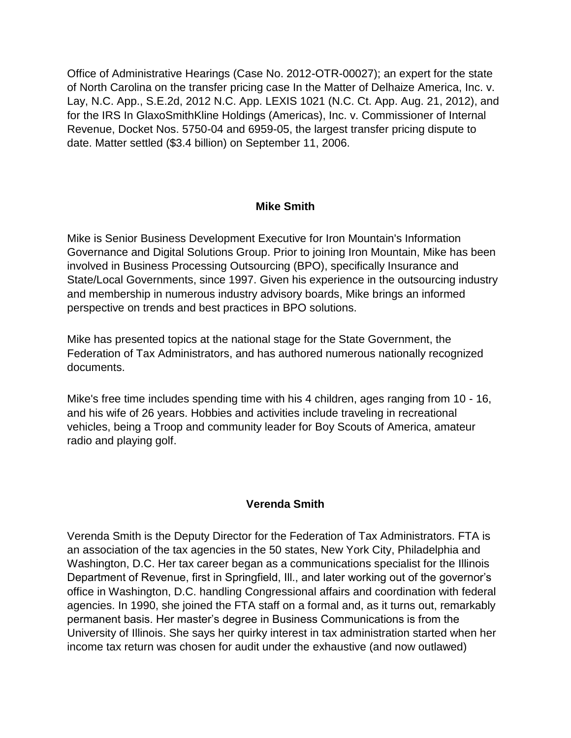Office of Administrative Hearings (Case No. 2012-OTR-00027); an expert for the state of North Carolina on the transfer pricing case In the Matter of Delhaize America, Inc. v. Lay, N.C. App., S.E.2d, 2012 N.C. App. LEXIS 1021 (N.C. Ct. App. Aug. 21, 2012), and for the IRS In GlaxoSmithKline Holdings (Americas), Inc. v. Commissioner of Internal Revenue, Docket Nos. 5750-04 and 6959-05, the largest transfer pricing dispute to date. Matter settled ($3.4 billion) on September 11, 2006.

## Mike Smith

Mike is Senior Business Development Executive for Iron Mountain's Information Governance and Digital Solutions Group. Prior to joining Iron Mountain, Mike has been involved in Business Processing Outsourcing (BPO), specifically Insurance and State/Local Governments, since 1997. Given his experience in the outsourcing industry and membership in numerous industry advisory boards, Mike brings an informed perspective on trends and best practices in BPO solutions.

Mike has presented topics at the national stage for the State Government, the Federation of Tax Administrators, and has authored numerous nationally recognized documents.

Mike's free time includes spending time with his 4 children, ages ranging from 10 - 16, and his wife of 26 years. Hobbies and activities include traveling in recreational vehicles, being a Troop and community leader for Boy Scouts of America, amateur radio and playing golf.

## Verenda Smith

Verenda Smith is the Deputy Director for the Federation of Tax Administrators. FTA is an association of the tax agencies in the 50 states, New York City, Philadelphia and Washington, D.C. Her tax career began as a communications specialist for the Illinois Department of Revenue, first in Springfield, Ill., and later working out of the governor's office in Washington, D.C. handling Congressional affairs and coordination with federal agencies. In 1990, she joined the FTA staff on a formal and, as it turns out, remarkably permanent basis. Her master's degree in Business Communications is from the University of Illinois. She says her quirky interest in tax administration started when her income tax return was chosen for audit under the exhaustive (and now outlawed)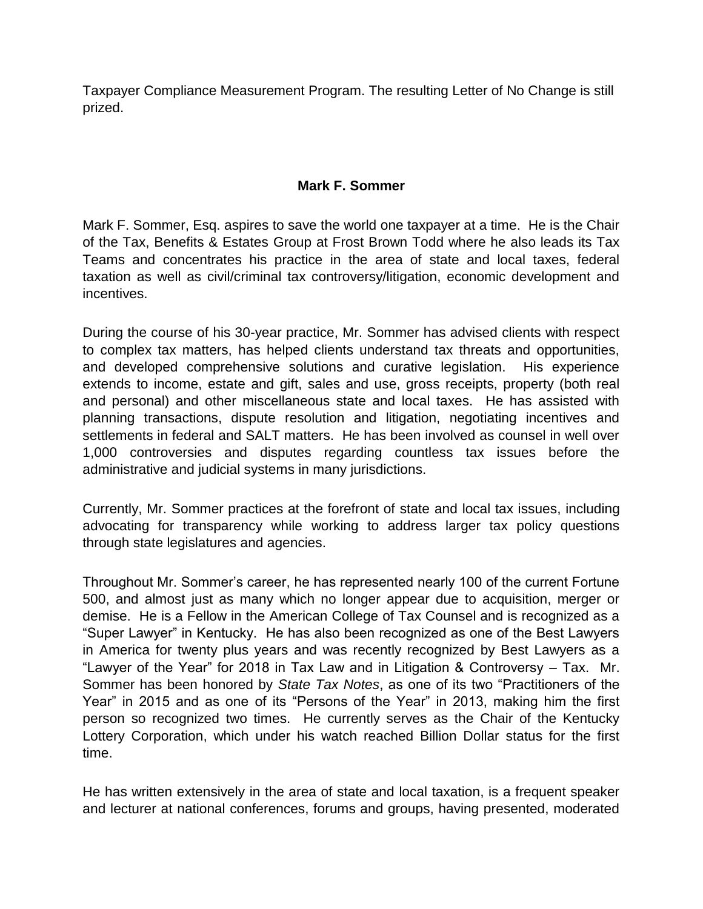Taxpayer Compliance Measurement Program. The resulting Letter of No Change is still prized.

## Mark F. Sommer

Mark F. Sommer, Esq. aspires to save the world one taxpayer at a time. He is the Chair of the Tax, Benefits & Estates Group at Frost Brown Todd where he also leads its Tax Teams and concentrates his practice in the area of state and local taxes, federal taxation as well as civil/criminal tax controversy/litigation, economic development and incentives.

During the course of his 30-year practice, Mr. Sommer has advised clients with respect to complex tax matters, has helped clients understand tax threats and opportunities, and developed comprehensive solutions and curative legislation. His experience extends to income, estate and gift, sales and use, gross receipts, property (both real and personal) and other miscellaneous state and local taxes. He has assisted with planning transactions, dispute resolution and litigation, negotiating incentives and settlements in federal and SALT matters. He has been involved as counsel in well over 1,000 controversies and disputes regarding countless tax issues before the administrative and judicial systems in many jurisdictions.

Currently, Mr. Sommer practices at the forefront of state and local tax issues, including advocating for transparency while working to address larger tax policy questions through state legislatures and agencies.

Throughout Mr. Sommer's career, he has represented nearly 100 of the current Fortune 500, and almost just as many which no longer appear due to acquisition, merger or demise. He is a Fellow in the American College of Tax Counsel and is recognized as a "Super Lawyer" in Kentucky. He has also been recognized as one of the Best Lawyers in America for twenty plus years and was recently recognized by Best Lawyers as a "Lawyer of the Year" for 2018 in Tax Law and in Litigation & Controversy – Tax. Mr. Sommer has been honored by *State Tax Notes*, as one of its two "Practitioners of the Year" in 2015 and as one of its "Persons of the Year" in 2013, making him the first person so recognized two times. He currently serves as the Chair of the Kentucky Lottery Corporation, which under his watch reached Billion Dollar status for the first time.

He has written extensively in the area of state and local taxation, is a frequent speaker and lecturer at national conferences, forums and groups, having presented, moderated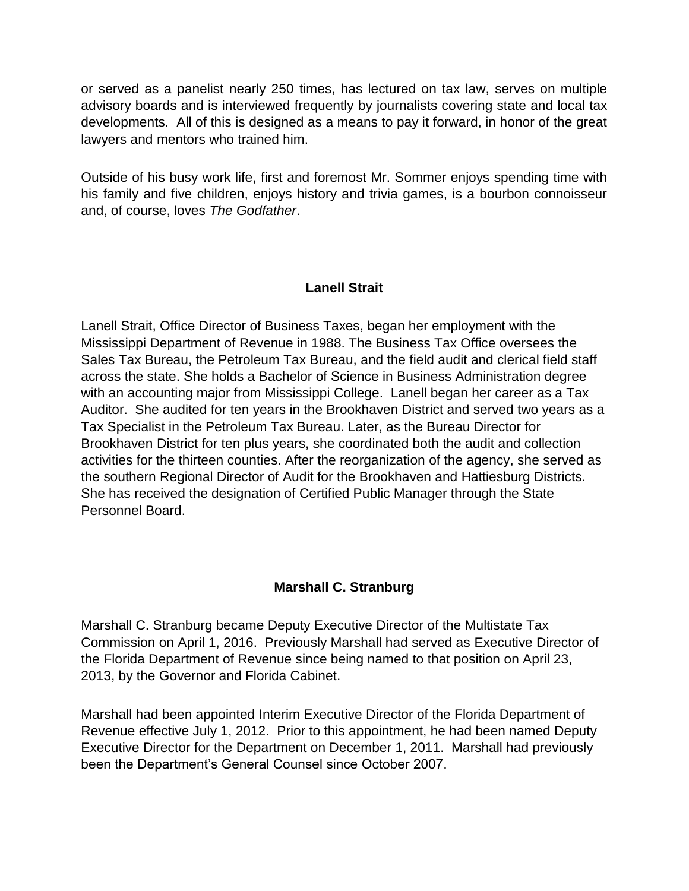or served as a panelist nearly 250 times, has lectured on tax law, serves on multiple advisory boards and is interviewed frequently by journalists covering state and local tax developments. All of this is designed as a means to pay it forward, in honor of the great lawyers and mentors who trained him.

Outside of his busy work life, first and foremost Mr. Sommer enjoys spending time with his family and five children, enjoys history and trivia games, is a bourbon connoisseur and, of course, loves *The Godfather*.

## Lanell Strait

Lanell Strait, Office Director of Business Taxes, began her employment with the Mississippi Department of Revenue in 1988. The Business Tax Office oversees the Sales Tax Bureau, the Petroleum Tax Bureau, and the field audit and clerical field staff across the state. She holds a Bachelor of Science in Business Administration degree with an accounting major from Mississippi College. Lanell began her career as a Tax Auditor. She audited for ten years in the Brookhaven District and served two years as a Tax Specialist in the Petroleum Tax Bureau. Later, as the Bureau Director for Brookhaven District for ten plus years, she coordinated both the audit and collection activities for the thirteen counties. After the reorganization of the agency, she served as the southern Regional Director of Audit for the Brookhaven and Hattiesburg Districts. She has received the designation of Certified Public Manager through the State Personnel Board.

## Marshall C. Stranburg

Marshall C. Stranburg became Deputy Executive Director of the Multistate Tax Commission on April 1, 2016. Previously Marshall had served as Executive Director of the Florida Department of Revenue since being named to that position on April 23, 2013, by the Governor and Florida Cabinet.

Marshall had been appointed Interim Executive Director of the Florida Department of Revenue effective July 1, 2012. Prior to this appointment, he had been named Deputy Executive Director for the Department on December 1, 2011. Marshall had previously been the Department's General Counsel since October 2007.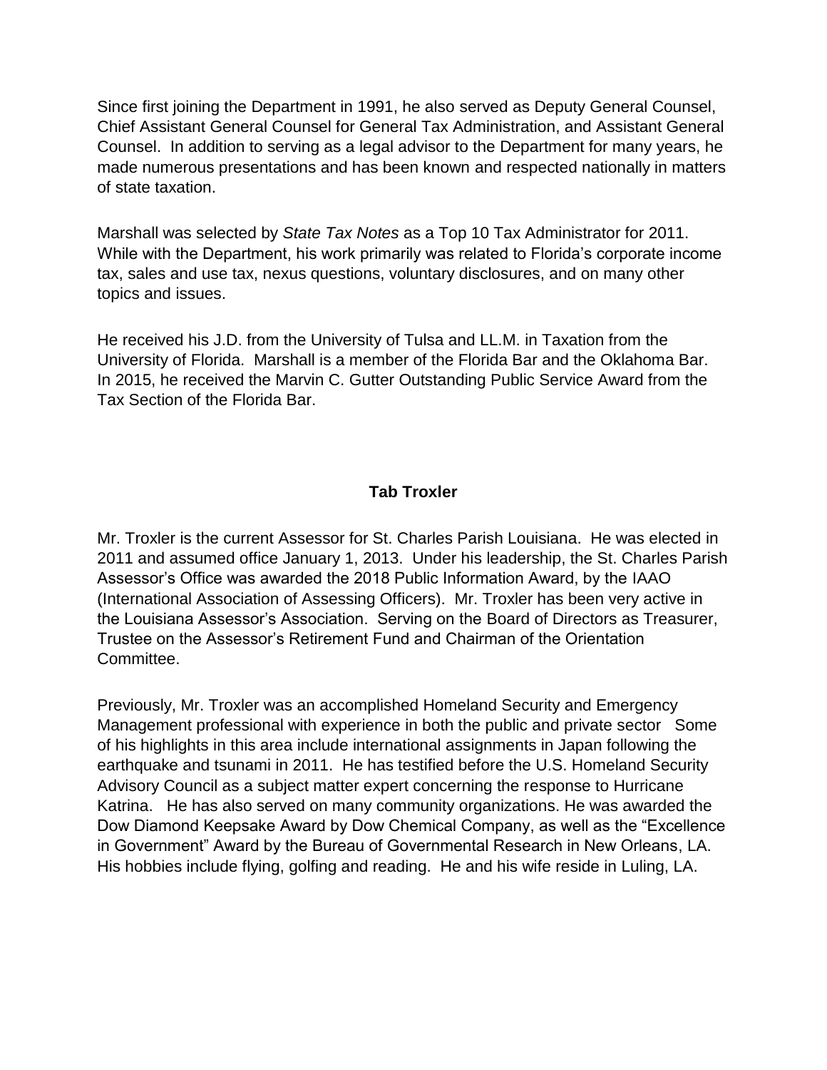Since first joining the Department in 1991, he also served as Deputy General Counsel, Chief Assistant General Counsel for General Tax Administration, and Assistant General Counsel. In addition to serving as a legal advisor to the Department for many years, he made numerous presentations and has been known and respected nationally in matters of state taxation.

Marshall was selected by *State Tax Notes* as a Top 10 Tax Administrator for 2011. While with the Department, his work primarily was related to Florida's corporate income tax, sales and use tax, nexus questions, voluntary disclosures, and on many other topics and issues.

He received his J.D. from the University of Tulsa and LL.M. in Taxation from the University of Florida. Marshall is a member of the Florida Bar and the Oklahoma Bar. In 2015, he received the Marvin C. Gutter Outstanding Public Service Award from the Tax Section of the Florida Bar.

**Tab Troxler**

Mr. Troxler is the current Assessor for St. Charles Parish Louisiana. He was elected in 2011 and assumed office January 1, 2013. Under his leadership, the St. Charles Parish Assessor's Office was awarded the 2018 Public Information Award, by the IAAO (International Association of Assessing Officers). Mr. Troxler has been very active in the Louisiana Assessor's Association. Serving on the Board of Directors as Treasurer, Trustee on the Assessor's Retirement Fund and Chairman of the Orientation Committee.

Previously, Mr. Troxler was an accomplished Homeland Security and Emergency Management professional with experience in both the public and private sector Some of his highlights in this area include international assignments in Japan following the earthquake and tsunami in 2011. He has testified before the U.S. Homeland Security Advisory Council as a subject matter expert concerning the response to Hurricane Katrina. He has also served on many community organizations. He was awarded the Dow Diamond Keepsake Award by Dow Chemical Company, as well as the "Excellence in Government" Award by the Bureau of Governmental Research in New Orleans, LA. His hobbies include flying, golfing and reading. He and his wife reside in Luling, LA.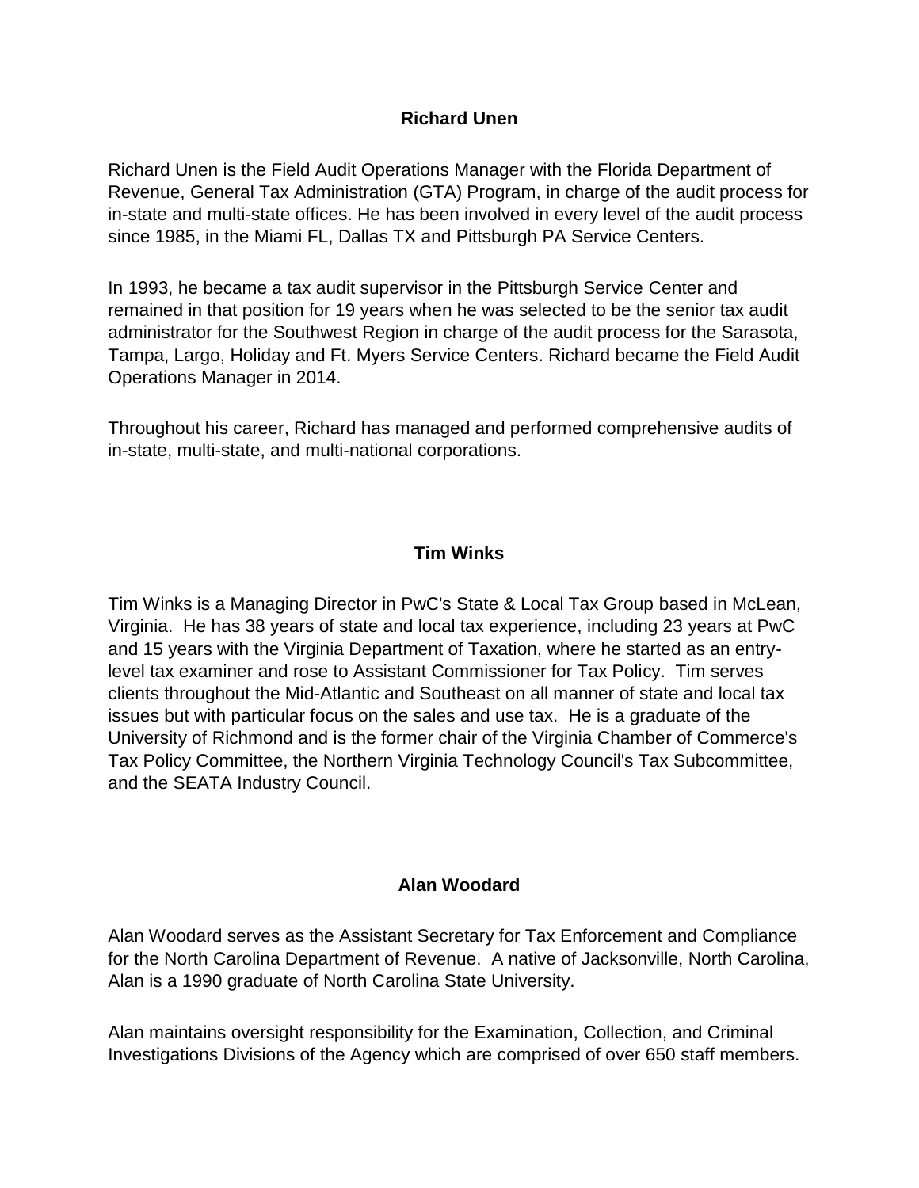### Richard Unen

Richard Unen is the Field Audit Operations Manager with the Florida Department of Revenue, General Tax Administration (GTA) Program, in charge of the audit process for in-state and multi-state offices. He has been involved in every level of the audit process since 1985, in the Miami FL, Dallas TX and Pittsburgh PA Service Centers.

In 1993, he became a tax audit supervisor in the Pittsburgh Service Center and remained in that position for 19 years when he was selected to be the senior tax audit administrator for the Southwest Region in charge of the audit process for the Sarasota, Tampa, Largo, Holiday and Ft. Myers Service Centers. Richard became the Field Audit Operations Manager in 2014.

Throughout his career, Richard has managed and performed comprehensive audits of in-state, multi-state, and multi-national corporations.

### Tim Winks

Tim Winks is a Managing Director in PwC's State & Local Tax Group based in McLean, Virginia. He has 38 years of state and local tax experience, including 23 years at PwC and 15 years with the Virginia Department of Taxation, where he started as an entry-level tax examiner and rose to Assistant Commissioner for Tax Policy. Tim serves clients throughout the Mid-Atlantic and Southeast on all manner of state and local tax issues but with particular focus on the sales and use tax. He is a graduate of the University of Richmond and is the former chair of the Virginia Chamber of Commerce's Tax Policy Committee, the Northern Virginia Technology Council's Tax Subcommittee, and the SEATA Industry Council.

### Alan Woodard

Alan Woodard serves as the Assistant Secretary for Tax Enforcement and Compliance for the North Carolina Department of Revenue. A native of Jacksonville, North Carolina, Alan is a 1990 graduate of North Carolina State University.

Alan maintains oversight responsibility for the Examination, Collection, and Criminal Investigations Divisions of the Agency which are comprised of over 650 staff members.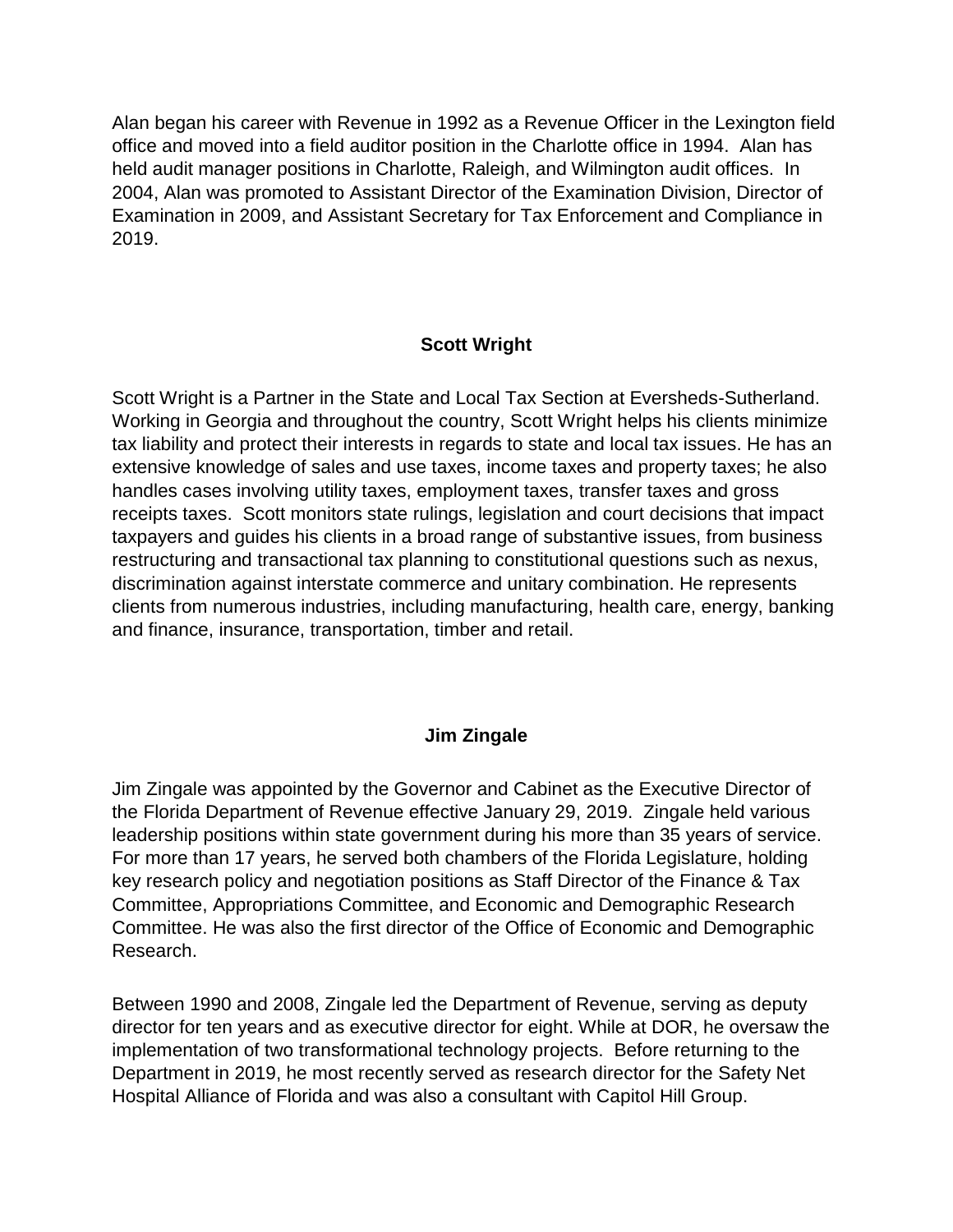Alan began his career with Revenue in 1992 as a Revenue Officer in the Lexington field office and moved into a field auditor position in the Charlotte office in 1994. Alan has held audit manager positions in Charlotte, Raleigh, and Wilmington audit offices. In 2004, Alan was promoted to Assistant Director of the Examination Division, Director of Examination in 2009, and Assistant Secretary for Tax Enforcement and Compliance in 2019.

## Scott Wright

Scott Wright is a Partner in the State and Local Tax Section at Eversheds-Sutherland. Working in Georgia and throughout the country, Scott Wright helps his clients minimize tax liability and protect their interests in regards to state and local tax issues. He has an extensive knowledge of sales and use taxes, income taxes and property taxes; he also handles cases involving utility taxes, employment taxes, transfer taxes and gross receipts taxes. Scott monitors state rulings, legislation and court decisions that impact taxpayers and guides his clients in a broad range of substantive issues, from business restructuring and transactional tax planning to constitutional questions such as nexus, discrimination against interstate commerce and unitary combination. He represents clients from numerous industries, including manufacturing, health care, energy, banking and finance, insurance, transportation, timber and retail.

## Jim Zingale

Jim Zingale was appointed by the Governor and Cabinet as the Executive Director of the Florida Department of Revenue effective January 29, 2019. Zingale held various leadership positions within state government during his more than 35 years of service. For more than 17 years, he served both chambers of the Florida Legislature, holding key research policy and negotiation positions as Staff Director of the Finance & Tax Committee, Appropriations Committee, and Economic and Demographic Research Committee. He was also the first director of the Office of Economic and Demographic Research.

Between 1990 and 2008, Zingale led the Department of Revenue, serving as deputy director for ten years and as executive director for eight. While at DOR, he oversaw the implementation of two transformational technology projects. Before returning to the Department in 2019, he most recently served as research director for the Safety Net Hospital Alliance of Florida and was also a consultant with Capitol Hill Group.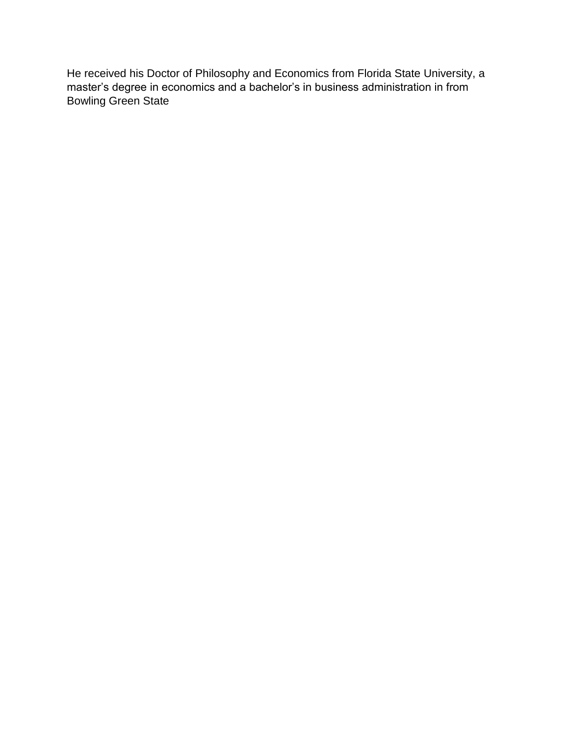He received his Doctor of Philosophy and Economics from Florida State University, a master's degree in economics and a bachelor's in business administration in from Bowling Green State